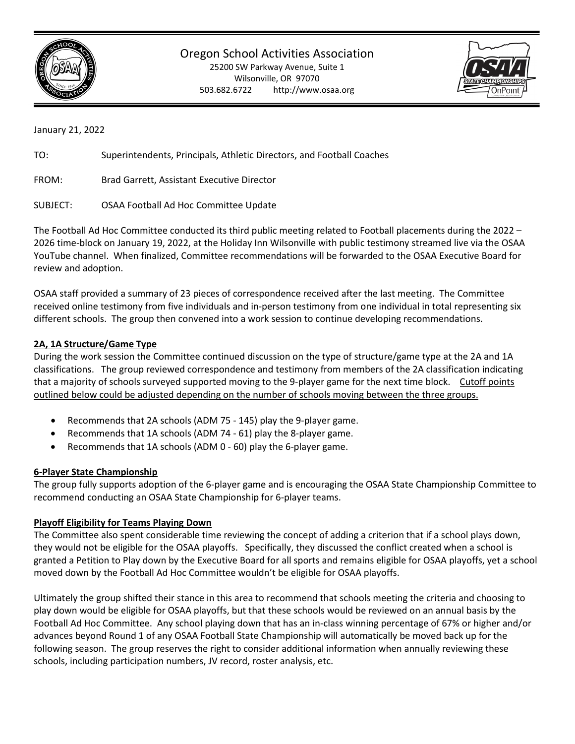# Oregon School Activities Association

25200 SW Parkway Avenue, Suite 1
Wilsonville, OR 97070
503.682.6722 http://www.osaa.org

January 21, 2022

TO: Superintendents, Principals, Athletic Directors, and Football Coaches

FROM: Brad Garrett, Assistant Executive Director

SUBJECT: OSAA Football Ad Hoc Committee Update

The Football Ad Hoc Committee conducted its third public meeting related to Football placements during the 2022 – 2026 time-block on January 19, 2022, at the Holiday Inn Wilsonville with public testimony streamed live via the OSAA YouTube channel. When finalized, Committee recommendations will be forwarded to the OSAA Executive Board for review and adoption.

OSAA staff provided a summary of 23 pieces of correspondence received after the last meeting. The Committee received online testimony from five individuals and in-person testimony from one individual in total representing six different schools. The group then convened into a work session to continue developing recommendations.

**2A, 1A Structure/Game Type**

During the work session the Committee continued discussion on the type of structure/game type at the 2A and 1A classifications. The group reviewed correspondence and testimony from members of the 2A classification indicating that a majority of schools surveyed supported moving to the 9-player game for the next time block. <u>Cutoff points outlined below could be adjusted depending on the number of schools moving between the three groups.</u>

- Recommends that 2A schools (ADM 75 - 145) play the 9-player game.
- Recommends that 1A schools (ADM 74 - 61) play the 8-player game.
- Recommends that 1A schools (ADM 0 - 60) play the 6-player game.

**6-Player State Championship**

The group fully supports adoption of the 6-player game and is encouraging the OSAA State Championship Committee to recommend conducting an OSAA State Championship for 6-player teams.

**Playoff Eligibility for Teams Playing Down**

The Committee also spent considerable time reviewing the concept of adding a criterion that if a school plays down, they would not be eligible for the OSAA playoffs. Specifically, they discussed the conflict created when a school is granted a Petition to Play down by the Executive Board for all sports and remains eligible for OSAA playoffs, yet a school moved down by the Football Ad Hoc Committee wouldn't be eligible for OSAA playoffs.

Ultimately the group shifted their stance in this area to recommend that schools meeting the criteria and choosing to play down would be eligible for OSAA playoffs, but that these schools would be reviewed on an annual basis by the Football Ad Hoc Committee. Any school playing down that has an in-class winning percentage of 67% or higher and/or advances beyond Round 1 of any OSAA Football State Championship will automatically be moved back up for the following season. The group reserves the right to consider additional information when annually reviewing these schools, including participation numbers, JV record, roster analysis, etc.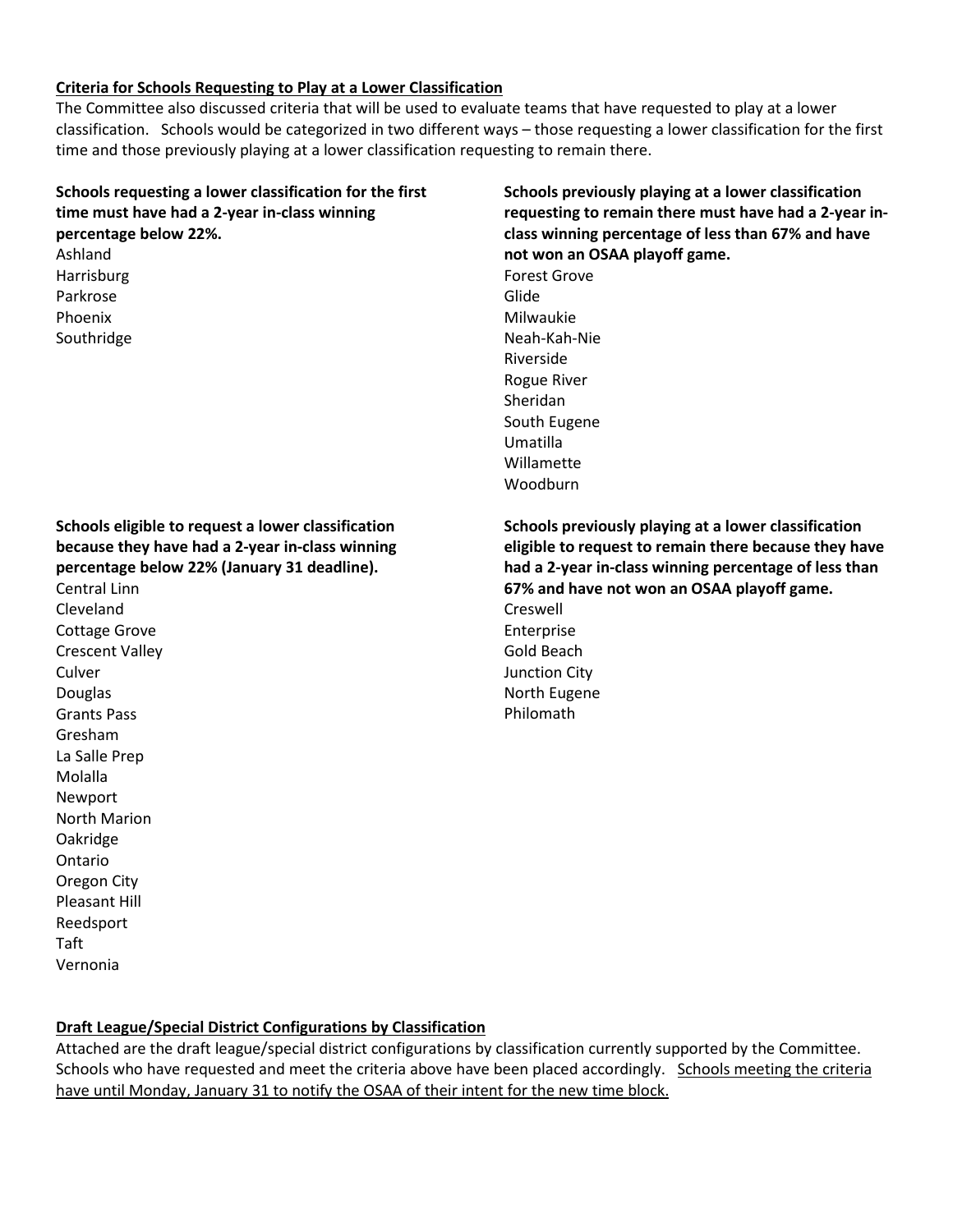## Criteria for Schools Requesting to Play at a Lower Classification

The Committee also discussed criteria that will be used to evaluate teams that have requested to play at a lower classification. Schools would be categorized in two different ways – those requesting a lower classification for the first time and those previously playing at a lower classification requesting to remain there.

**Schools requesting a lower classification for the first time must have had a 2-year in-class winning percentage below 22%.**

Ashland
Harrisburg
Parkrose
Phoenix
Southridge

**Schools previously playing at a lower classification requesting to remain there must have had a 2-year in-class winning percentage of less than 67% and have not won an OSAA playoff game.**

Forest Grove
Glide
Milwaukie
Neah-Kah-Nie
Riverside
Rogue River
Sheridan
South Eugene
Umatilla
Willamette
Woodburn

**Schools eligible to request a lower classification because they have had a 2-year in-class winning percentage below 22% (January 31 deadline).**

Central Linn
Cleveland
Cottage Grove
Crescent Valley
Culver
Douglas
Grants Pass
Gresham
La Salle Prep
Molalla
Newport
North Marion
Oakridge
Ontario
Oregon City
Pleasant Hill
Reedsport
Taft
Vernonia

**Schools previously playing at a lower classification eligible to request to remain there because they have had a 2-year in-class winning percentage of less than 67% and have not won an OSAA playoff game.**

Creswell
Enterprise
Gold Beach
Junction City
North Eugene
Philomath

## Draft League/Special District Configurations by Classification

Attached are the draft league/special district configurations by classification currently supported by the Committee. Schools who have requested and meet the criteria above have been placed accordingly. Schools meeting the criteria have until Monday, January 31 to notify the OSAA of their intent for the new time block.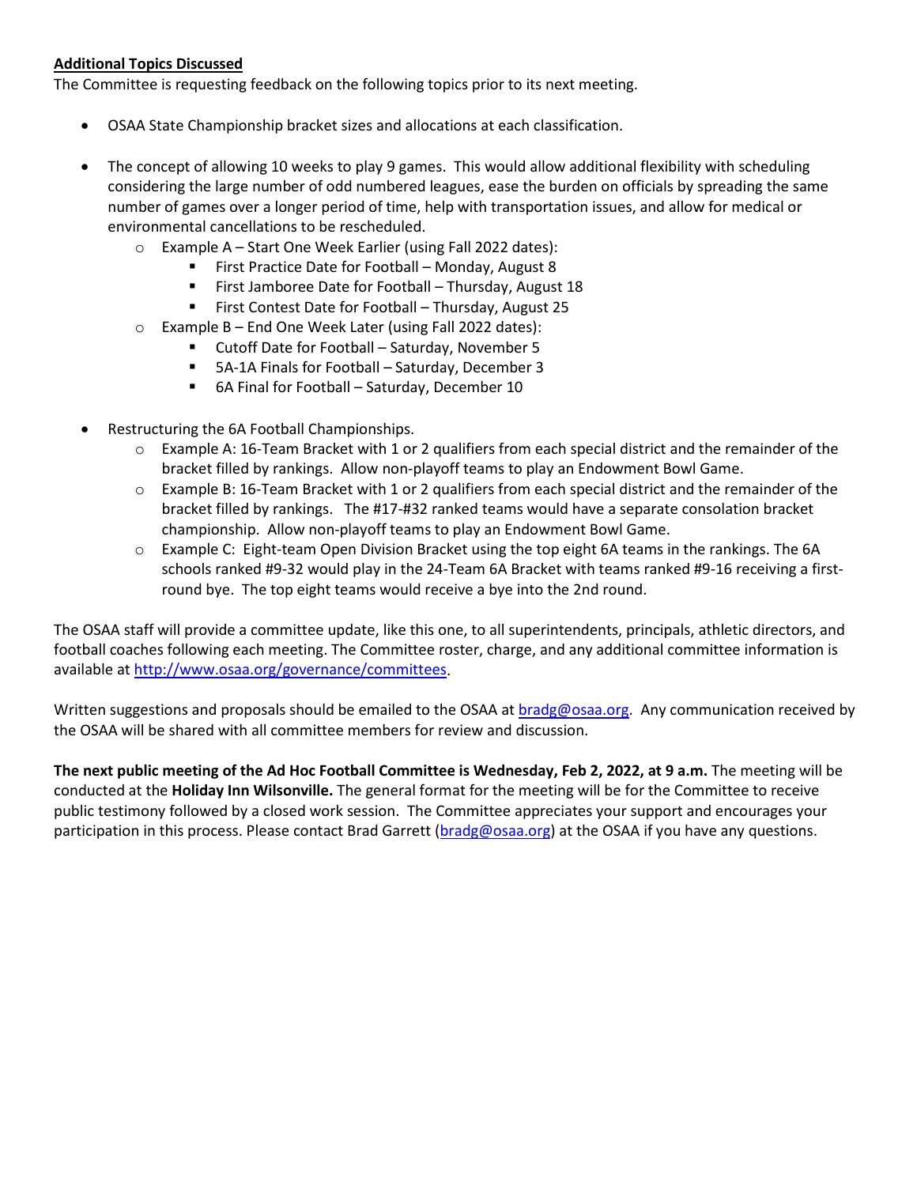**Additional Topics Discussed**

The Committee is requesting feedback on the following topics prior to its next meeting.

- OSAA State Championship bracket sizes and allocations at each classification.

- The concept of allowing 10 weeks to play 9 games. This would allow additional flexibility with scheduling considering the large number of odd numbered leagues, ease the burden on officials by spreading the same number of games over a longer period of time, help with transportation issues, and allow for medical or environmental cancellations to be rescheduled.
  - Example A – Start One Week Earlier (using Fall 2022 dates):
    - First Practice Date for Football – Monday, August 8
    - First Jamboree Date for Football – Thursday, August 18
    - First Contest Date for Football – Thursday, August 25
  - Example B – End One Week Later (using Fall 2022 dates):
    - Cutoff Date for Football – Saturday, November 5
    - 5A-1A Finals for Football – Saturday, December 3
    - 6A Final for Football – Saturday, December 10

- Restructuring the 6A Football Championships.
  - Example A: 16-Team Bracket with 1 or 2 qualifiers from each special district and the remainder of the bracket filled by rankings. Allow non-playoff teams to play an Endowment Bowl Game.
  - Example B: 16-Team Bracket with 1 or 2 qualifiers from each special district and the remainder of the bracket filled by rankings. The #17-#32 ranked teams would have a separate consolation bracket championship. Allow non-playoff teams to play an Endowment Bowl Game.
  - Example C: Eight-team Open Division Bracket using the top eight 6A teams in the rankings. The 6A schools ranked #9-32 would play in the 24-Team 6A Bracket with teams ranked #9-16 receiving a first-round bye. The top eight teams would receive a bye into the 2nd round.

The OSAA staff will provide a committee update, like this one, to all superintendents, principals, athletic directors, and football coaches following each meeting. The Committee roster, charge, and any additional committee information is available at http://www.osaa.org/governance/committees.

Written suggestions and proposals should be emailed to the OSAA at bradg@osaa.org. Any communication received by the OSAA will be shared with all committee members for review and discussion.

**The next public meeting of the Ad Hoc Football Committee is Wednesday, Feb 2, 2022, at 9 a.m.** The meeting will be conducted at the **Holiday Inn Wilsonville.** The general format for the meeting will be for the Committee to receive public testimony followed by a closed work session. The Committee appreciates your support and encourages your participation in this process. Please contact Brad Garrett (bradg@osaa.org) at the OSAA if you have any questions.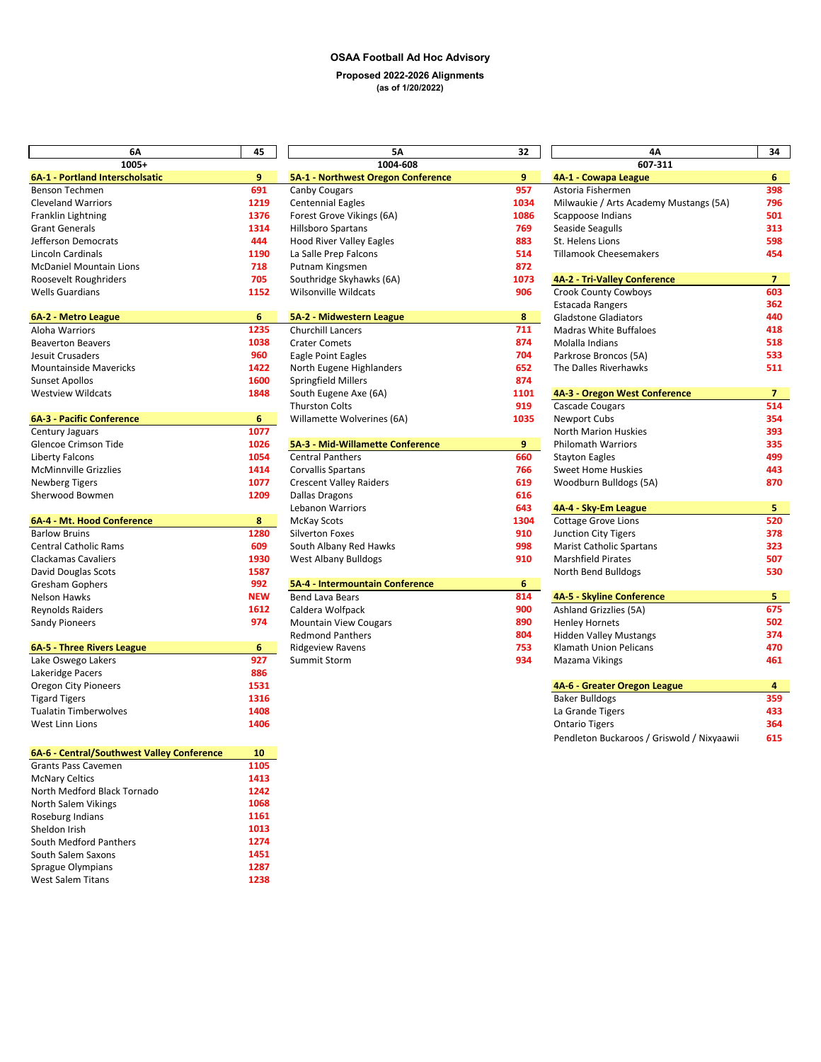# OSAA Football Ad Hoc Advisory

**Proposed 2022-2026 Alignments**
**(as of 1/20/2022)**

| 6A | 45 |
|---|---|
| 1005+ | |
| **6A-1 - Portland Interscholsatic** | **9** |
| Benson Techmen | 691 |
| Cleveland Warriors | 1219 |
| Franklin Lightning | 1376 |
| Grant Generals | 1314 |
| Jefferson Democrats | 444 |
| Lincoln Cardinals | 1190 |
| McDaniel Mountain Lions | 718 |
| Roosevelt Roughriders | 705 |
| Wells Guardians | 1152 |
| **6A-2 - Metro League** | **6** |
| Aloha Warriors | 1235 |
| Beaverton Beavers | 1038 |
| Jesuit Crusaders | 960 |
| Mountainside Mavericks | 1422 |
| Sunset Apollos | 1600 |
| Westview Wildcats | 1848 |
| **6A-3 - Pacific Conference** | **6** |
| Century Jaguars | 1077 |
| Glencoe Crimson Tide | 1026 |
| Liberty Falcons | 1054 |
| McMinnville Grizzlies | 1414 |
| Newberg Tigers | 1077 |
| Sherwood Bowmen | 1209 |
| **6A-4 - Mt. Hood Conference** | **8** |
| Barlow Bruins | 1280 |
| Central Catholic Rams | 609 |
| Clackamas Cavaliers | 1930 |
| David Douglas Scots | 1587 |
| Gresham Gophers | 992 |
| Nelson Hawks | NEW |
| Reynolds Raiders | 1612 |
| Sandy Pioneers | 974 |
| **6A-5 - Three Rivers League** | **6** |
| Lake Oswego Lakers | 927 |
| Lakeridge Pacers | 886 |
| Oregon City Pioneers | 1531 |
| Tigard Tigers | 1316 |
| Tualatin Timberwolves | 1408 |
| West Linn Lions | 1406 |
| **6A-6 - Central/Southwest Valley Conference** | **10** |
| Grants Pass Cavemen | 1105 |
| McNary Celtics | 1413 |
| North Medford Black Tornado | 1242 |
| North Salem Vikings | 1068 |
| Roseburg Indians | 1161 |
| Sheldon Irish | 1013 |
| South Medford Panthers | 1274 |
| South Salem Saxons | 1451 |
| Sprague Olympians | 1287 |
| West Salem Titans | 1238 |

| 5A | 32 |
|---|---|
| 1004-608 | |
| **5A-1 - Northwest Oregon Conference** | **9** |
| Canby Cougars | 957 |
| Centennial Eagles | 1034 |
| Forest Grove Vikings (6A) | 1086 |
| Hillsboro Spartans | 769 |
| Hood River Valley Eagles | 883 |
| La Salle Prep Falcons | 514 |
| Putnam Kingsmen | 872 |
| Southridge Skyhawks (6A) | 1073 |
| Wilsonville Wildcats | 906 |
| **5A-2 - Midwestern League** | **8** |
| Churchill Lancers | 711 |
| Crater Comets | 874 |
| Eagle Point Eagles | 704 |
| North Eugene Highlanders | 652 |
| Springfield Millers | 874 |
| South Eugene Axe (6A) | 1101 |
| Thurston Colts | 919 |
| Willamette Wolverines (6A) | 1035 |
| **5A-3 - Mid-Willamette Conference** | **9** |
| Central Panthers | 660 |
| Corvallis Spartans | 766 |
| Crescent Valley Raiders | 619 |
| Dallas Dragons | 616 |
| Lebanon Warriors | 643 |
| McKay Scots | 1304 |
| Silverton Foxes | 910 |
| South Albany Red Hawks | 998 |
| West Albany Bulldogs | 910 |
| **5A-4 - Intermountain Conference** | **6** |
| Bend Lava Bears | 814 |
| Caldera Wolfpack | 900 |
| Mountain View Cougars | 890 |
| Redmond Panthers | 804 |
| Ridgeview Ravens | 753 |
| Summit Storm | 934 |

| 4A | 34 |
|---|---|
| 607-311 | |
| **4A-1 - Cowapa League** | **6** |
| Astoria Fishermen | 398 |
| Milwaukie / Arts Academy Mustangs (5A) | 796 |
| Scappoose Indians | 501 |
| Seaside Seagulls | 313 |
| St. Helens Lions | 598 |
| Tillamook Cheesemakers | 454 |
| **4A-2 - Tri-Valley Conference** | **7** |
| Crook County Cowboys | 603 |
| Estacada Rangers | 362 |
| Gladstone Gladiators | 440 |
| Madras White Buffaloes | 418 |
| Molalla Indians | 518 |
| Parkrose Broncos (5A) | 533 |
| The Dalles Riverhawks | 511 |
| **4A-3 - Oregon West Conference** | **7** |
| Cascade Cougars | 514 |
| Newport Cubs | 354 |
| North Marion Huskies | 393 |
| Philomath Warriors | 335 |
| Stayton Eagles | 499 |
| Sweet Home Huskies | 443 |
| Woodburn Bulldogs (5A) | 870 |
| **4A-4 - Sky-Em League** | **5** |
| Cottage Grove Lions | 520 |
| Junction City Tigers | 378 |
| Marist Catholic Spartans | 323 |
| Marshfield Pirates | 507 |
| North Bend Bulldogs | 530 |
| **4A-5 - Skyline Conference** | **5** |
| Ashland Grizzlies (5A) | 675 |
| Henley Hornets | 502 |
| Hidden Valley Mustangs | 374 |
| Klamath Union Pelicans | 470 |
| Mazama Vikings | 461 |
| **4A-6 - Greater Oregon League** | **4** |
| Baker Bulldogs | 359 |
| La Grande Tigers | 433 |
| Ontario Tigers | 364 |
| Pendleton Buckaroos / Griswold / Nixyaawii | 615 |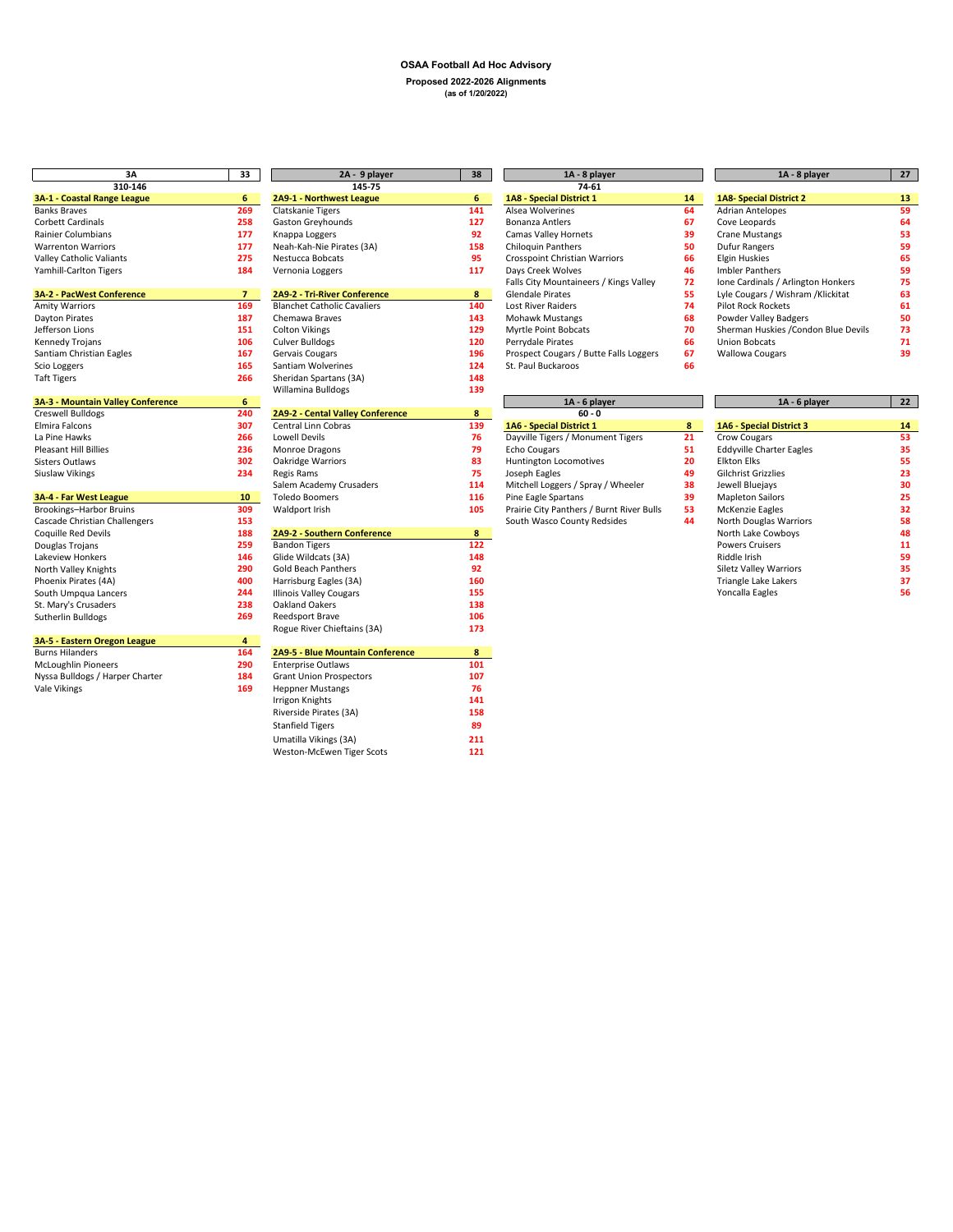**OSAA Football Ad Hoc Advisory**

**Proposed 2022-2026 Alignments**

**(as of 1/20/2022)**

| 3A | 33 |
|---|---|
| 310-146 | |
| **3A-1 - Coastal Range League** | **6** |
| Banks Braves | 269 |
| Corbett Cardinals | 258 |
| Rainier Columbians | 177 |
| Warrenton Warriors | 177 |
| Valley Catholic Valiants | 275 |
| Yamhill-Carlton Tigers | 184 |
| **3A-2 - PacWest Conference** | **7** |
| Amity Warriors | 169 |
| Dayton Pirates | 187 |
| Jefferson Lions | 151 |
| Kennedy Trojans | 106 |
| Santiam Christian Eagles | 167 |
| Scio Loggers | 165 |
| Taft Tigers | 266 |
| **3A-3 - Mountain Valley Conference** | **6** |
| Creswell Bulldogs | 240 |
| Elmira Falcons | 307 |
| La Pine Hawks | 266 |
| Pleasant Hill Billies | 236 |
| Sisters Outlaws | 302 |
| Siuslaw Vikings | 234 |
| **3A-4 - Far West League** | **10** |
| Brookings–Harbor Bruins | 309 |
| Cascade Christian Challengers | 153 |
| Coquille Red Devils | 188 |
| Douglas Trojans | 259 |
| Lakeview Honkers | 146 |
| North Valley Knights | 290 |
| Phoenix Pirates (4A) | 400 |
| South Umpqua Lancers | 244 |
| St. Mary's Crusaders | 238 |
| Sutherlin Bulldogs | 269 |
| **3A-5 - Eastern Oregon League** | **4** |
| Burns Hilanders | 164 |
| McLoughlin Pioneers | 290 |
| Nyssa Bulldogs / Harper Charter | 184 |
| Vale Vikings | 169 |

| 2A - 9 player | 38 |
|---|---|
| 145-75 | |
| **2A9-1 - Northwest League** | **6** |
| Clatskanie Tigers | 141 |
| Gaston Greyhounds | 127 |
| Knappa Loggers | 92 |
| Neah-Kah-Nie Pirates (3A) | 158 |
| Nestucca Bobcats | 95 |
| Vernonia Loggers | 117 |
| **2A9-2 - Tri-River Conference** | **8** |
| Blanchet Catholic Cavaliers | 140 |
| Chemawa Braves | 143 |
| Colton Vikings | 129 |
| Culver Bulldogs | 120 |
| Gervais Cougars | 196 |
| Santiam Wolverines | 124 |
| Sheridan Spartans (3A) | 148 |
| Willamina Bulldogs | 139 |
| **2A9-2 - Cental Valley Conference** | **8** |
| Central Linn Cobras | 139 |
| Lowell Devils | 76 |
| Monroe Dragons | 79 |
| Oakridge Warriors | 83 |
| Regis Rams | 75 |
| Salem Academy Crusaders | 114 |
| Toledo Boomers | 116 |
| Waldport Irish | 105 |
| **2A9-2 - Southern Conference** | **8** |
| Bandon Tigers | 122 |
| Glide Wildcats (3A) | 148 |
| Gold Beach Panthers | 92 |
| Harrisburg Eagles (3A) | 160 |
| Illinois Valley Cougars | 155 |
| Oakland Oakers | 138 |
| Reedsport Brave | 106 |
| Rogue River Chieftains (3A) | 173 |
| **2A9-5 - Blue Mountain Conference** | **8** |
| Enterprise Outlaws | 101 |
| Grant Union Prospectors | 107 |
| Heppner Mustangs | 76 |
| Irrigon Knights | 141 |
| Riverside Pirates (3A) | 158 |
| Stanfield Tigers | 89 |
| Umatilla Vikings (3A) | 211 |
| Weston-McEwen Tiger Scots | 121 |

| 1A - 8 player | |
|---|---|
| 74-61 | |
| **1A8 - Special District 1** | **14** |
| Alsea Wolverines | 64 |
| Bonanza Antlers | 67 |
| Camas Valley Hornets | 39 |
| Chiloquin Panthers | 50 |
| Crosspoint Christian Warriors | 66 |
| Days Creek Wolves | 46 |
| Falls City Mountaineers / Kings Valley | 72 |
| Glendale Pirates | 55 |
| Lost River Raiders | 74 |
| Mohawk Mustangs | 68 |
| Myrtle Point Bobcats | 70 |
| Perrydale Pirates | 66 |
| Prospect Cougars / Butte Falls Loggers | 67 |
| St. Paul Buckaroos | 66 |

| 1A - 8 player | 27 |
|---|---|
| **1A8- Special District 2** | **13** |
| Adrian Antelopes | 59 |
| Cove Leopards | 64 |
| Crane Mustangs | 53 |
| Dufur Rangers | 59 |
| Elgin Huskies | 65 |
| Imbler Panthers | 59 |
| Ione Cardinals / Arlington Honkers | 75 |
| Lyle Cougars / Wishram /Klickitat | 63 |
| Pilot Rock Rockets | 61 |
| Powder Valley Badgers | 50 |
| Sherman Huskies /Condon Blue Devils | 73 |
| Union Bobcats | 71 |
| Wallowa Cougars | 39 |

| 1A - 6 player | |
|---|---|
| 60 - 0 | |
| **1A6 - Special District 1** | **8** |
| Dayville Tigers / Monument Tigers | 21 |
| Echo Cougars | 51 |
| Huntington Locomotives | 20 |
| Joseph Eagles | 49 |
| Mitchell Loggers / Spray / Wheeler | 38 |
| Pine Eagle Spartans | 39 |
| Prairie City Panthers / Burnt River Bulls | 53 |
| South Wasco County Redsides | 44 |

| 1A - 6 player | 22 |
|---|---|
| **1A6 - Special District 3** | **14** |
| Crow Cougars | 53 |
| Eddyville Charter Eagles | 35 |
| Elkton Elks | 55 |
| Gilchrist Grizzlies | 23 |
| Jewell Bluejays | 30 |
| Mapleton Sailors | 25 |
| McKenzie Eagles | 32 |
| North Douglas Warriors | 58 |
| North Lake Cowboys | 48 |
| Powers Cruisers | 11 |
| Riddle Irish | 59 |
| Siletz Valley Warriors | 35 |
| Triangle Lake Lakers | 37 |
| Yoncalla Eagles | 56 |